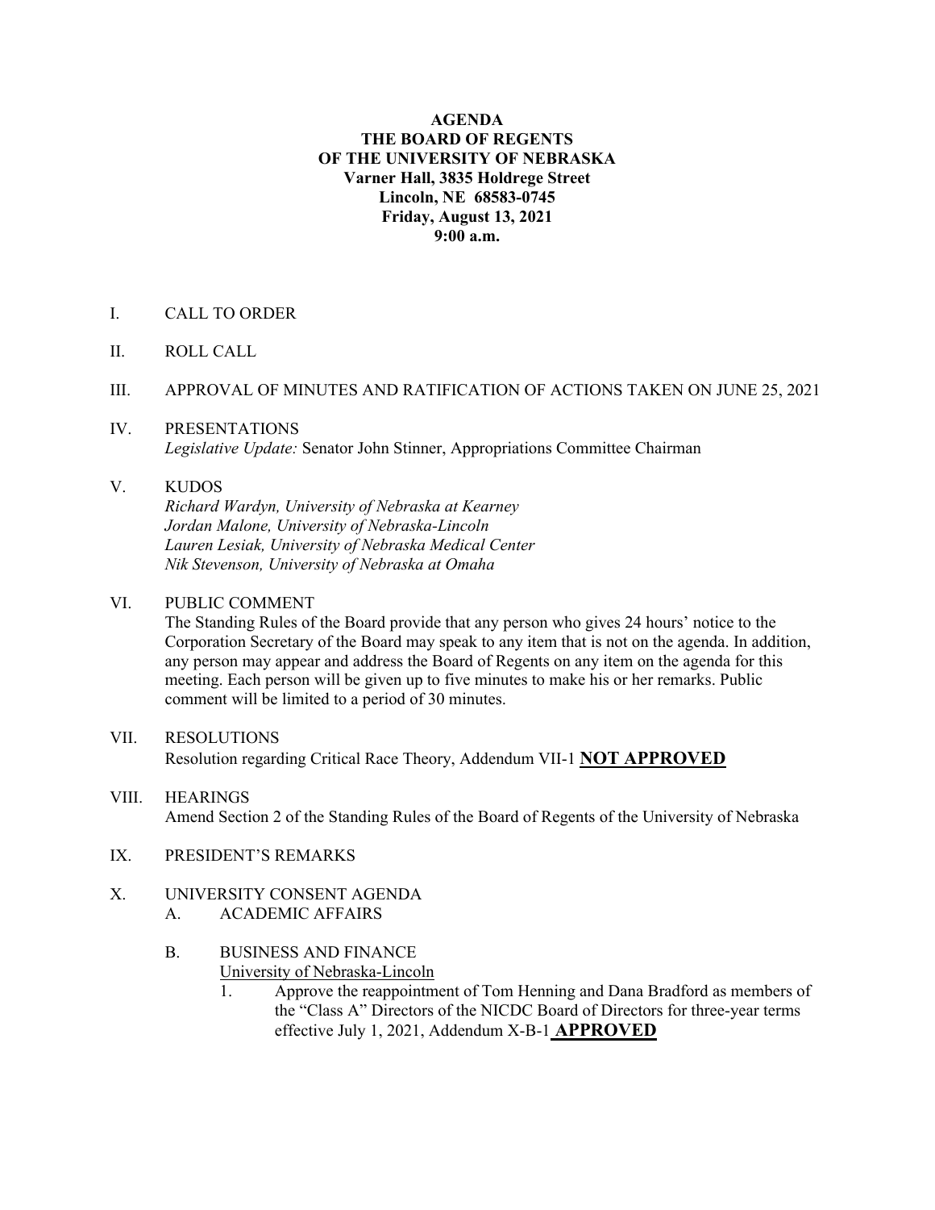**AGENDA**
**THE BOARD OF REGENTS**
**OF THE UNIVERSITY OF NEBRASKA**
**Varner Hall, 3835 Holdrege Street**
**Lincoln, NE 68583-0745**
**Friday, August 13, 2021**
**9:00 a.m.**

I. CALL TO ORDER

II. ROLL CALL

III. APPROVAL OF MINUTES AND RATIFICATION OF ACTIONS TAKEN ON JUNE 25, 2021

IV. PRESENTATIONS
*Legislative Update:* Senator John Stinner, Appropriations Committee Chairman

V. KUDOS
*Richard Wardyn, University of Nebraska at Kearney*
*Jordan Malone, University of Nebraska-Lincoln*
*Lauren Lesiak, University of Nebraska Medical Center*
*Nik Stevenson, University of Nebraska at Omaha*

VI. PUBLIC COMMENT
The Standing Rules of the Board provide that any person who gives 24 hours' notice to the Corporation Secretary of the Board may speak to any item that is not on the agenda. In addition, any person may appear and address the Board of Regents on any item on the agenda for this meeting. Each person will be given up to five minutes to make his or her remarks. Public comment will be limited to a period of 30 minutes.

VII. RESOLUTIONS
Resolution regarding Critical Race Theory, Addendum VII-1 **NOT APPROVED**

VIII. HEARINGS
Amend Section 2 of the Standing Rules of the Board of Regents of the University of Nebraska

IX. PRESIDENT'S REMARKS

X. UNIVERSITY CONSENT AGENDA
   A. ACADEMIC AFFAIRS

   B. BUSINESS AND FINANCE
      University of Nebraska-Lincoln
      1. Approve the reappointment of Tom Henning and Dana Bradford as members of the "Class A" Directors of the NICDC Board of Directors for three-year terms effective July 1, 2021, Addendum X-B-1 **APPROVED**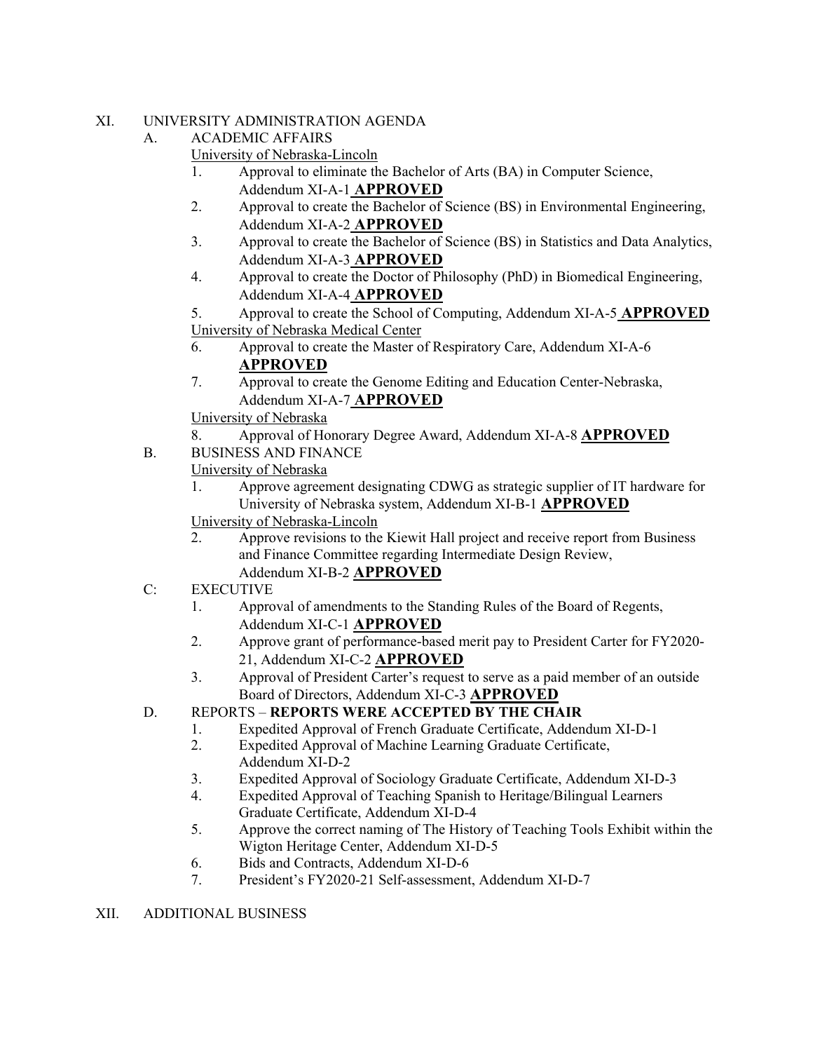XI. UNIVERSITY ADMINISTRATION AGENDA

A. ACADEMIC AFFAIRS

University of Nebraska-Lincoln

1. Approval to eliminate the Bachelor of Arts (BA) in Computer Science, Addendum XI-A-1 **APPROVED**
2. Approval to create the Bachelor of Science (BS) in Environmental Engineering, Addendum XI-A-2 **APPROVED**
3. Approval to create the Bachelor of Science (BS) in Statistics and Data Analytics, Addendum XI-A-3 **APPROVED**
4. Approval to create the Doctor of Philosophy (PhD) in Biomedical Engineering, Addendum XI-A-4 **APPROVED**
5. Approval to create the School of Computing, Addendum XI-A-5 **APPROVED**

University of Nebraska Medical Center

6. Approval to create the Master of Respiratory Care, Addendum XI-A-6 **APPROVED**
7. Approval to create the Genome Editing and Education Center-Nebraska, Addendum XI-A-7 **APPROVED**

University of Nebraska

8. Approval of Honorary Degree Award, Addendum XI-A-8 **APPROVED**

B. BUSINESS AND FINANCE

University of Nebraska

1. Approve agreement designating CDWG as strategic supplier of IT hardware for University of Nebraska system, Addendum XI-B-1 **APPROVED**

University of Nebraska-Lincoln

2. Approve revisions to the Kiewit Hall project and receive report from Business and Finance Committee regarding Intermediate Design Review, Addendum XI-B-2 **APPROVED**

C: EXECUTIVE

1. Approval of amendments to the Standing Rules of the Board of Regents, Addendum XI-C-1 **APPROVED**
2. Approve grant of performance-based merit pay to President Carter for FY2020-21, Addendum XI-C-2 **APPROVED**
3. Approval of President Carter's request to serve as a paid member of an outside Board of Directors, Addendum XI-C-3 **APPROVED**

D. REPORTS – **REPORTS WERE ACCEPTED BY THE CHAIR**

1. Expedited Approval of French Graduate Certificate, Addendum XI-D-1
2. Expedited Approval of Machine Learning Graduate Certificate, Addendum XI-D-2
3. Expedited Approval of Sociology Graduate Certificate, Addendum XI-D-3
4. Expedited Approval of Teaching Spanish to Heritage/Bilingual Learners Graduate Certificate, Addendum XI-D-4
5. Approve the correct naming of The History of Teaching Tools Exhibit within the Wigton Heritage Center, Addendum XI-D-5
6. Bids and Contracts, Addendum XI-D-6
7. President's FY2020-21 Self-assessment, Addendum XI-D-7

XII. ADDITIONAL BUSINESS